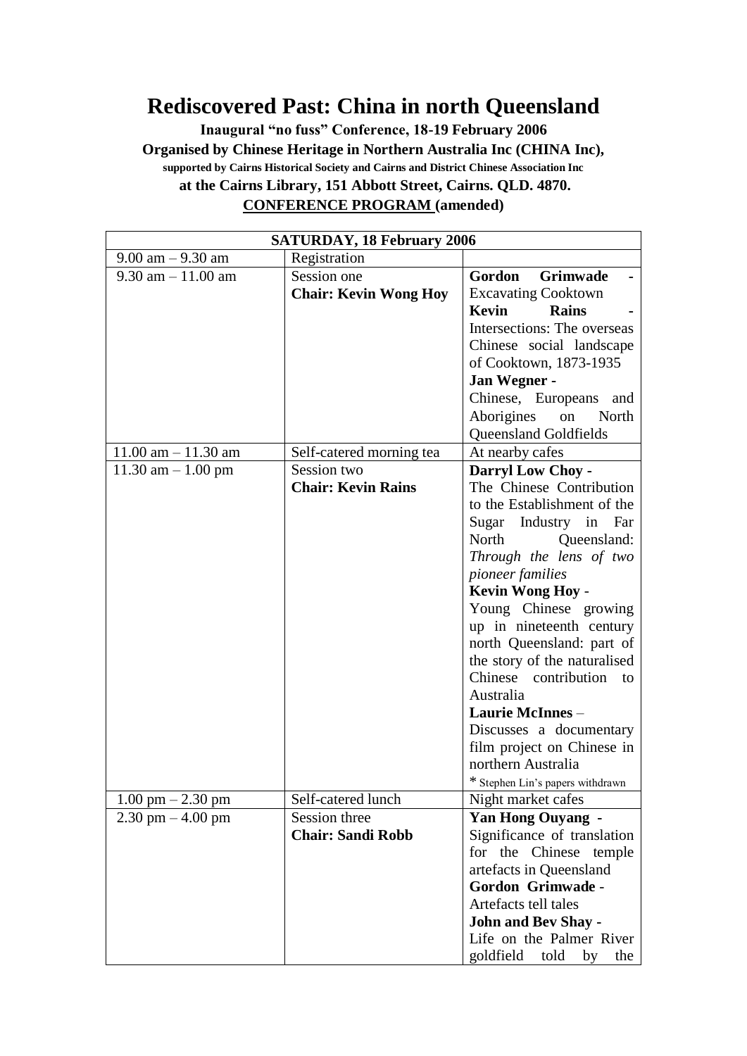# Rediscovered Past: China in north Queensland

**Inaugural "no fuss" Conference, 18-19 February 2006**

**Organised by Chinese Heritage in Northern Australia Inc (CHINA Inc),**

**supported by Cairns Historical Society and Cairns and District Chinese Association Inc**

**at the Cairns Library, 151 Abbott Street, Cairns. QLD. 4870.**

**<u>CONFERENCE PROGRAM</u> (amended)**

| **SATURDAY, 18 February 2006** | | |
|---|---|---|
| 9.00 am – 9.30 am | Registration | |
| 9.30 am – 11.00 am | Session one<br>**Chair: Kevin Wong Hoy** | **Gordon Grimwade** - Excavating Cooktown<br>**Kevin Rains** - Intersections: The overseas Chinese social landscape of Cooktown, 1873-1935<br>**Jan Wegner** - Chinese, Europeans and Aborigines on North Queensland Goldfields |
| 11.00 am – 11.30 am | Self-catered morning tea | At nearby cafes |
| 11.30 am – 1.00 pm | Session two<br>**Chair: Kevin Rains** | **Darryl Low Choy** - The Chinese Contribution to the Establishment of the Sugar Industry in Far North Queensland: *Through the lens of two pioneer families*<br>**Kevin Wong Hoy** - Young Chinese growing up in nineteenth century north Queensland: part of the story of the naturalised Chinese contribution to Australia<br>**Laurie McInnes** – Discusses a documentary film project on Chinese in northern Australia<br>* Stephen Lin's papers withdrawn |
| 1.00 pm – 2.30 pm | Self-catered lunch | Night market cafes |
| 2.30 pm – 4.00 pm | Session three<br>**Chair: Sandi Robb** | **Yan Hong Ouyang** - Significance of translation for the Chinese temple artefacts in Queensland<br>**Gordon Grimwade** - Artefacts tell tales<br>**John and Bev Shay** - Life on the Palmer River goldfield told by the |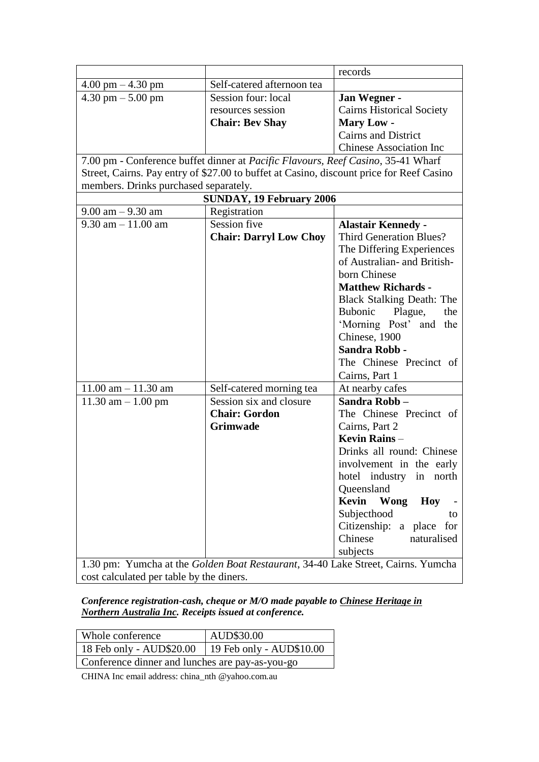| | | |
|---|---|---|
| | | records |
| 4.00 pm – 4.30 pm | Self-catered afternoon tea | |
| 4.30 pm – 5.00 pm | Session four: local resources session **Chair: Bev Shay** | **Jan Wegner -** Cairns Historical Society **Mary Low -** Cairns and District Chinese Association Inc |
| 7.00 pm - Conference buffet dinner at *Pacific Flavours, Reef Casino*, 35-41 Wharf Street, Cairns. Pay entry of $27.00 to buffet at Casino, discount price for Reef Casino members. Drinks purchased separately. | | |
| **SUNDAY, 19 February 2006** | | |
| 9.00 am – 9.30 am | Registration | |
| 9.30 am – 11.00 am | Session five **Chair: Darryl Low Choy** | **Alastair Kennedy -** Third Generation Blues? The Differing Experiences of Australian- and British-born Chinese **Matthew Richards -** Black Stalking Death: The Bubonic Plague, the 'Morning Post' and the Chinese, 1900 **Sandra Robb -** The Chinese Precinct of Cairns, Part 1 |
| 11.00 am – 11.30 am | Self-catered morning tea | At nearby cafes |
| 11.30 am – 1.00 pm | Session six and closure **Chair: Gordon Grimwade** | **Sandra Robb –** The Chinese Precinct of Cairns, Part 2 **Kevin Rains** – Drinks all round: Chinese involvement in the early hotel industry in north Queensland **Kevin Wong Hoy** - Subjecthood to Citizenship: a place for Chinese naturalised subjects |
| 1.30 pm: Yumcha at the *Golden Boat Restaurant*, 34-40 Lake Street, Cairns. Yumcha cost calculated per table by the diners. | | |

***Conference registration-cash, cheque or M/O made payable to Chinese Heritage in Northern Australia Inc. Receipts issued at conference.***

| | |
|---|---|
| Whole conference | AUD$30.00 |
| 18 Feb only - AUD$20.00 | 19 Feb only - AUD$10.00 |
| Conference dinner and lunches are pay-as-you-go | |

CHINA Inc email address: china_nth @yahoo.com.au